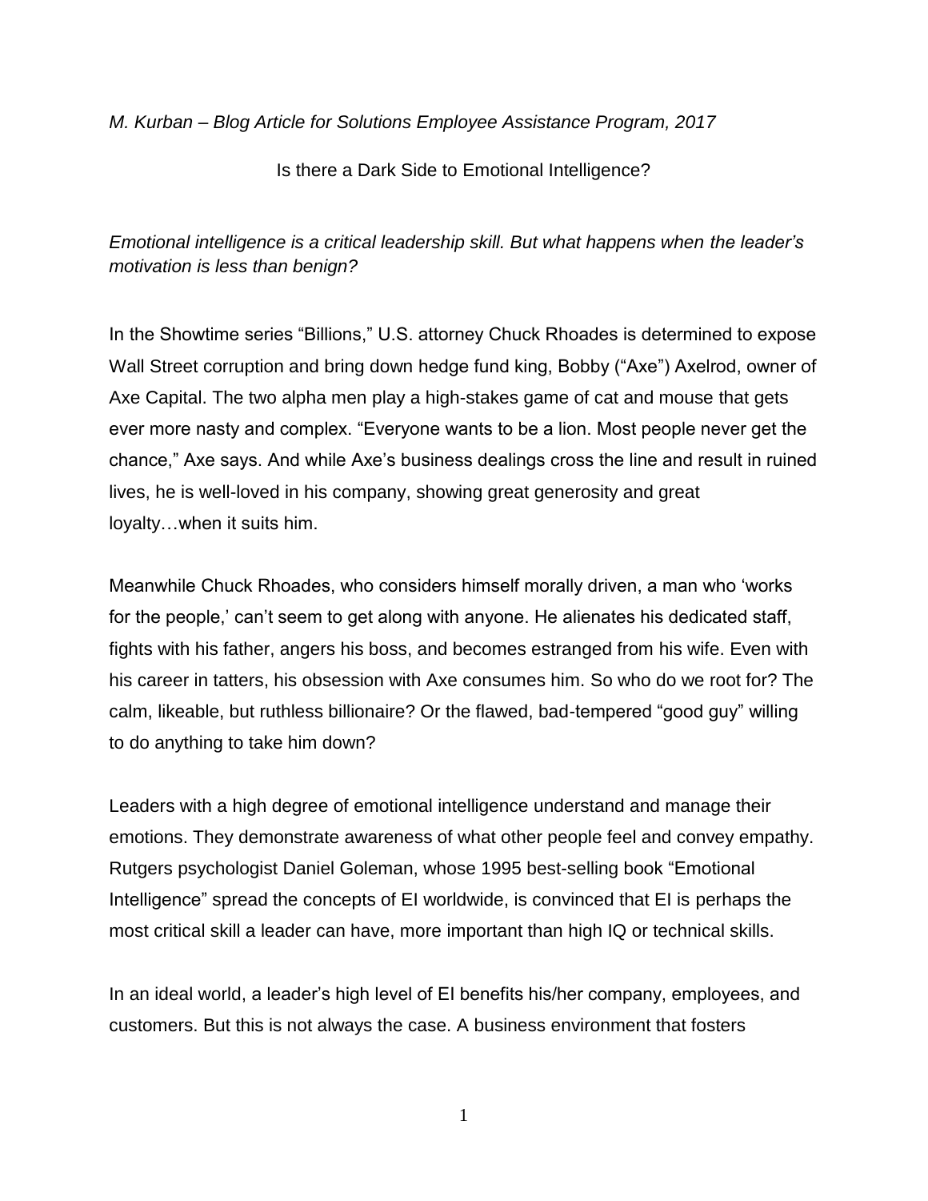*M. Kurban – Blog Article for Solutions Employee Assistance Program, 2017*

# Is there a Dark Side to Emotional Intelligence?

*Emotional intelligence is a critical leadership skill. But what happens when the leader's motivation is less than benign?*

In the Showtime series "Billions," U.S. attorney Chuck Rhoades is determined to expose Wall Street corruption and bring down hedge fund king, Bobby ("Axe") Axelrod, owner of Axe Capital. The two alpha men play a high-stakes game of cat and mouse that gets ever more nasty and complex. "Everyone wants to be a lion. Most people never get the chance," Axe says. And while Axe's business dealings cross the line and result in ruined lives, he is well-loved in his company, showing great generosity and great loyalty…when it suits him.

Meanwhile Chuck Rhoades, who considers himself morally driven, a man who 'works for the people,' can't seem to get along with anyone. He alienates his dedicated staff, fights with his father, angers his boss, and becomes estranged from his wife. Even with his career in tatters, his obsession with Axe consumes him. So who do we root for? The calm, likeable, but ruthless billionaire? Or the flawed, bad-tempered "good guy" willing to do anything to take him down?

Leaders with a high degree of emotional intelligence understand and manage their emotions. They demonstrate awareness of what other people feel and convey empathy. Rutgers psychologist Daniel Goleman, whose 1995 best-selling book "Emotional Intelligence" spread the concepts of EI worldwide, is convinced that EI is perhaps the most critical skill a leader can have, more important than high IQ or technical skills.

In an ideal world, a leader's high level of EI benefits his/her company, employees, and customers. But this is not always the case. A business environment that fosters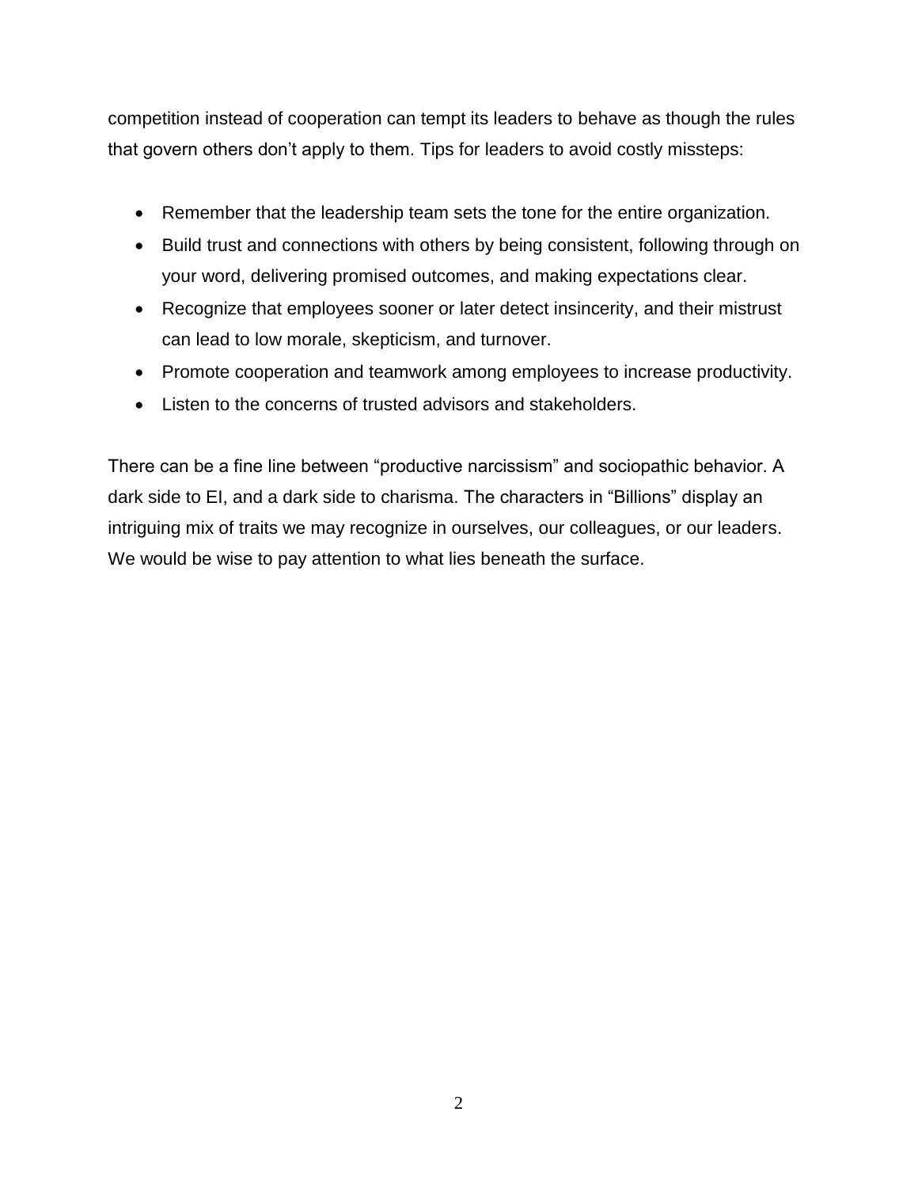competition instead of cooperation can tempt its leaders to behave as though the rules that govern others don't apply to them. Tips for leaders to avoid costly missteps:

- Remember that the leadership team sets the tone for the entire organization.
- Build trust and connections with others by being consistent, following through on your word, delivering promised outcomes, and making expectations clear.
- Recognize that employees sooner or later detect insincerity, and their mistrust can lead to low morale, skepticism, and turnover.
- Promote cooperation and teamwork among employees to increase productivity.
- Listen to the concerns of trusted advisors and stakeholders.

There can be a fine line between "productive narcissism" and sociopathic behavior. A dark side to EI, and a dark side to charisma. The characters in "Billions" display an intriguing mix of traits we may recognize in ourselves, our colleagues, or our leaders. We would be wise to pay attention to what lies beneath the surface.